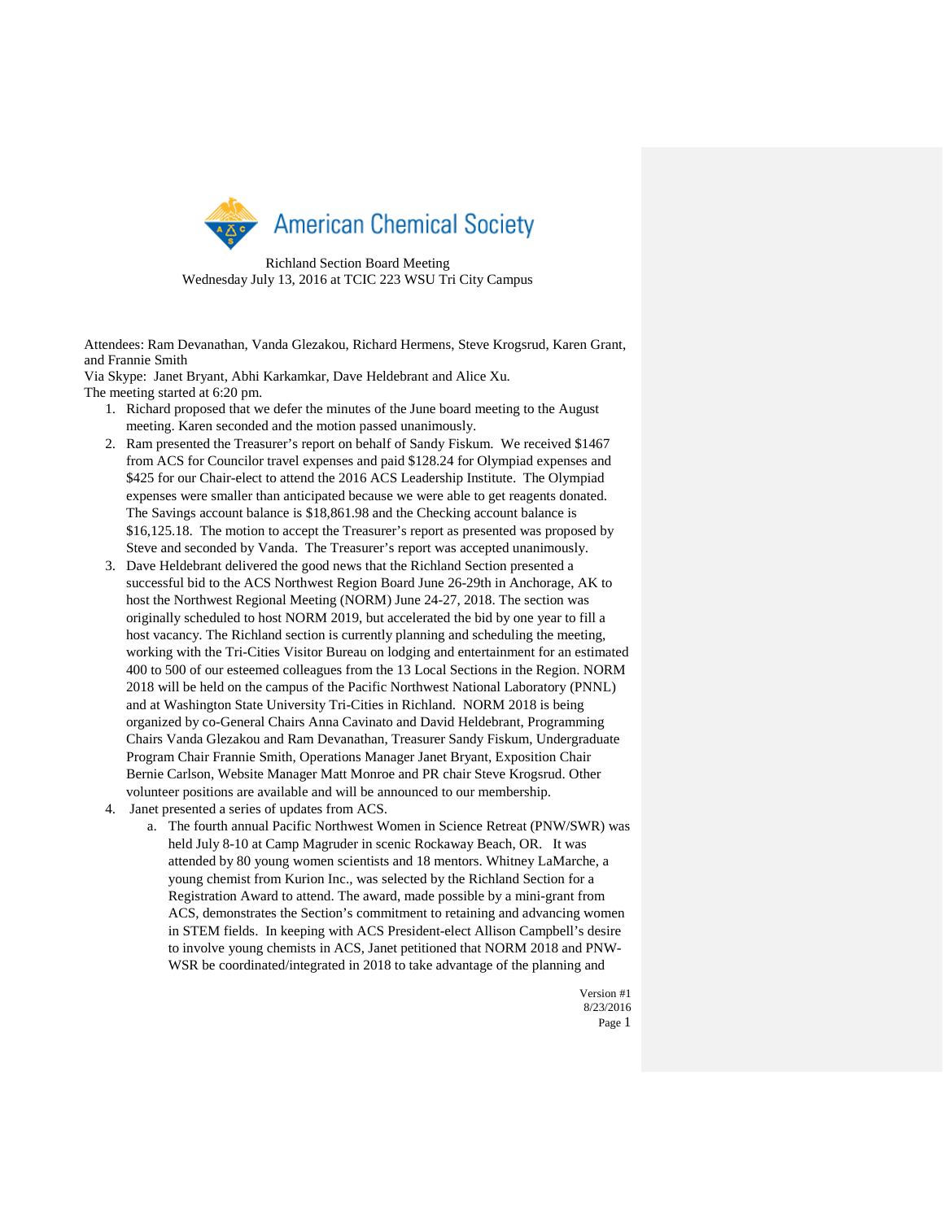American Chemical Society

Richland Section Board Meeting
Wednesday July 13, 2016 at TCIC 223 WSU Tri City Campus

Attendees: Ram Devanathan, Vanda Glezakou, Richard Hermens, Steve Krogsrud, Karen Grant, and Frannie Smith
Via Skype: Janet Bryant, Abhi Karkamkar, Dave Heldebrant and Alice Xu.
The meeting started at 6:20 pm.

1. Richard proposed that we defer the minutes of the June board meeting to the August meeting. Karen seconded and the motion passed unanimously.
2. Ram presented the Treasurer's report on behalf of Sandy Fiskum. We received $1467 from ACS for Councilor travel expenses and paid $128.24 for Olympiad expenses and $425 for our Chair-elect to attend the 2016 ACS Leadership Institute. The Olympiad expenses were smaller than anticipated because we were able to get reagents donated. The Savings account balance is $18,861.98 and the Checking account balance is $16,125.18. The motion to accept the Treasurer's report as presented was proposed by Steve and seconded by Vanda. The Treasurer's report was accepted unanimously.
3. Dave Heldebrant delivered the good news that the Richland Section presented a successful bid to the ACS Northwest Region Board June 26-29th in Anchorage, AK to host the Northwest Regional Meeting (NORM) June 24-27, 2018. The section was originally scheduled to host NORM 2019, but accelerated the bid by one year to fill a host vacancy. The Richland section is currently planning and scheduling the meeting, working with the Tri-Cities Visitor Bureau on lodging and entertainment for an estimated 400 to 500 of our esteemed colleagues from the 13 Local Sections in the Region. NORM 2018 will be held on the campus of the Pacific Northwest National Laboratory (PNNL) and at Washington State University Tri-Cities in Richland. NORM 2018 is being organized by co-General Chairs Anna Cavinato and David Heldebrant, Programming Chairs Vanda Glezakou and Ram Devanathan, Treasurer Sandy Fiskum, Undergraduate Program Chair Frannie Smith, Operations Manager Janet Bryant, Exposition Chair Bernie Carlson, Website Manager Matt Monroe and PR chair Steve Krogsrud. Other volunteer positions are available and will be announced to our membership.
4. Janet presented a series of updates from ACS.
   a. The fourth annual Pacific Northwest Women in Science Retreat (PNW/SWR) was held July 8-10 at Camp Magruder in scenic Rockaway Beach, OR. It was attended by 80 young women scientists and 18 mentors. Whitney LaMarche, a young chemist from Kurion Inc., was selected by the Richland Section for a Registration Award to attend. The award, made possible by a mini-grant from ACS, demonstrates the Section's commitment to retaining and advancing women in STEM fields. In keeping with ACS President-elect Allison Campbell's desire to involve young chemists in ACS, Janet petitioned that NORM 2018 and PNW-WSR be coordinated/integrated in 2018 to take advantage of the planning and

Version #1
8/23/2016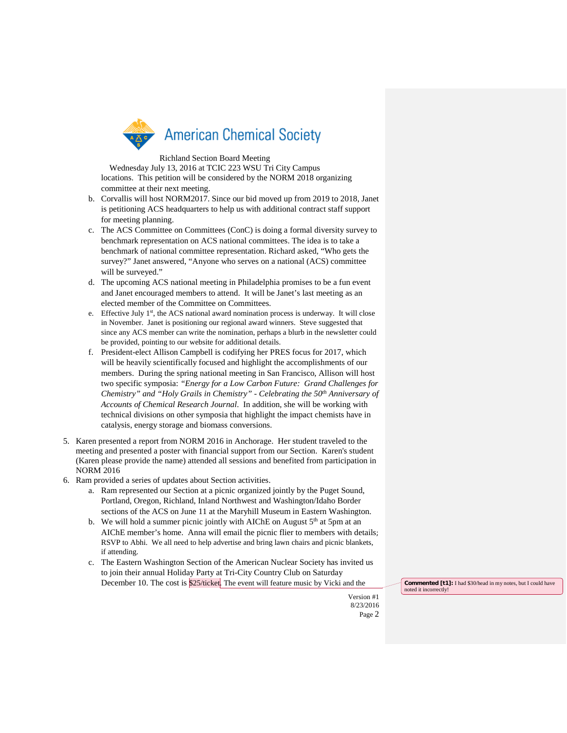locations. This petition will be considered by the NORM 2018 organizing committee at their next meeting.

b. Corvallis will host NORM2017. Since our bid moved up from 2019 to 2018, Janet is petitioning ACS headquarters to help us with additional contract staff support for meeting planning.

c. The ACS Committee on Committees (ConC) is doing a formal diversity survey to benchmark representation on ACS national committees. The idea is to take a benchmark of national committee representation. Richard asked, "Who gets the survey?" Janet answered, "Anyone who serves on a national (ACS) committee will be surveyed."

d. The upcoming ACS national meeting in Philadelphia promises to be a fun event and Janet encouraged members to attend. It will be Janet's last meeting as an elected member of the Committee on Committees.

e. Effective July 1st, the ACS national award nomination process is underway. It will close in November. Janet is positioning our regional award winners. Steve suggested that since any ACS member can write the nomination, perhaps a blurb in the newsletter could be provided, pointing to our website for additional details.

f. President-elect Allison Campbell is codifying her PRES focus for 2017, which will be heavily scientifically focused and highlight the accomplishments of our members. During the spring national meeting in San Francisco, Allison will host two specific symposia: *"Energy for a Low Carbon Future: Grand Challenges for Chemistry" and "Holy Grails in Chemistry" - Celebrating the 50th Anniversary of Accounts of Chemical Research Journal*. In addition, she will be working with technical divisions on other symposia that highlight the impact chemists have in catalysis, energy storage and biomass conversions.

5. Karen presented a report from NORM 2016 in Anchorage. Her student traveled to the meeting and presented a poster with financial support from our Section. Karen's student (Karen please provide the name) attended all sessions and benefited from participation in NORM 2016

6. Ram provided a series of updates about Section activities.

   a. Ram represented our Section at a picnic organized jointly by the Puget Sound, Portland, Oregon, Richland, Inland Northwest and Washington/Idaho Border sections of the ACS on June 11 at the Maryhill Museum in Eastern Washington.

   b. We will hold a summer picnic jointly with AIChE on August 5th at 5pm at an AIChE member's home. Anna will email the picnic flier to members with details; RSVP to Abhi. We all need to help advertise and bring lawn chairs and picnic blankets, if attending.

   c. The Eastern Washington Section of the American Nuclear Society has invited us to join their annual Holiday Party at Tri-City Country Club on Saturday December 10. The cost is $25/ticket. The event will feature music by Vicki and the

**Commented [t1]:** I had $30/head in my notes, but I could have noted it incorrectly!

Version #1
8/23/2016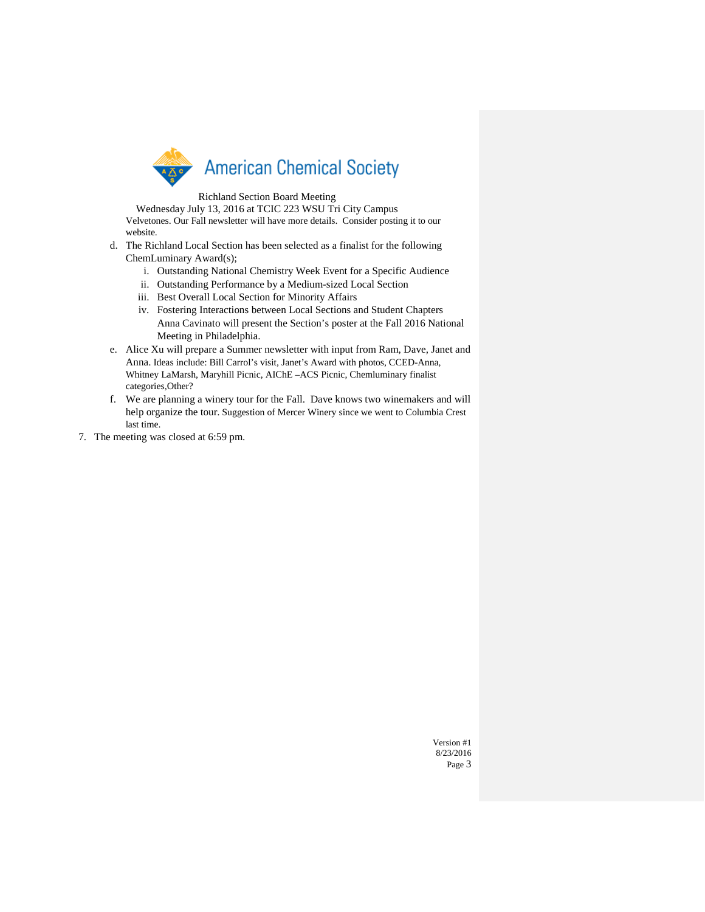Richland Section Board Meeting
Wednesday July 13, 2016 at TCIC 223 WSU Tri City Campus

Velvetones. Our Fall newsletter will have more details. Consider posting it to our website.

d. The Richland Local Section has been selected as a finalist for the following ChemLuminary Award(s);
   i. Outstanding National Chemistry Week Event for a Specific Audience
   ii. Outstanding Performance by a Medium-sized Local Section
   iii. Best Overall Local Section for Minority Affairs
   iv. Fostering Interactions between Local Sections and Student Chapters

   Anna Cavinato will present the Section's poster at the Fall 2016 National Meeting in Philadelphia.

e. Alice Xu will prepare a Summer newsletter with input from Ram, Dave, Janet and Anna. Ideas include: Bill Carrol's visit, Janet's Award with photos, CCED-Anna, Whitney LaMarsh, Maryhill Picnic, AIChE –ACS Picnic, Chemluminary finalist categories,Other?

f. We are planning a winery tour for the Fall. Dave knows two winemakers and will help organize the tour. Suggestion of Mercer Winery since we went to Columbia Crest last time.

7. The meeting was closed at 6:59 pm.

Version #1
8/23/2016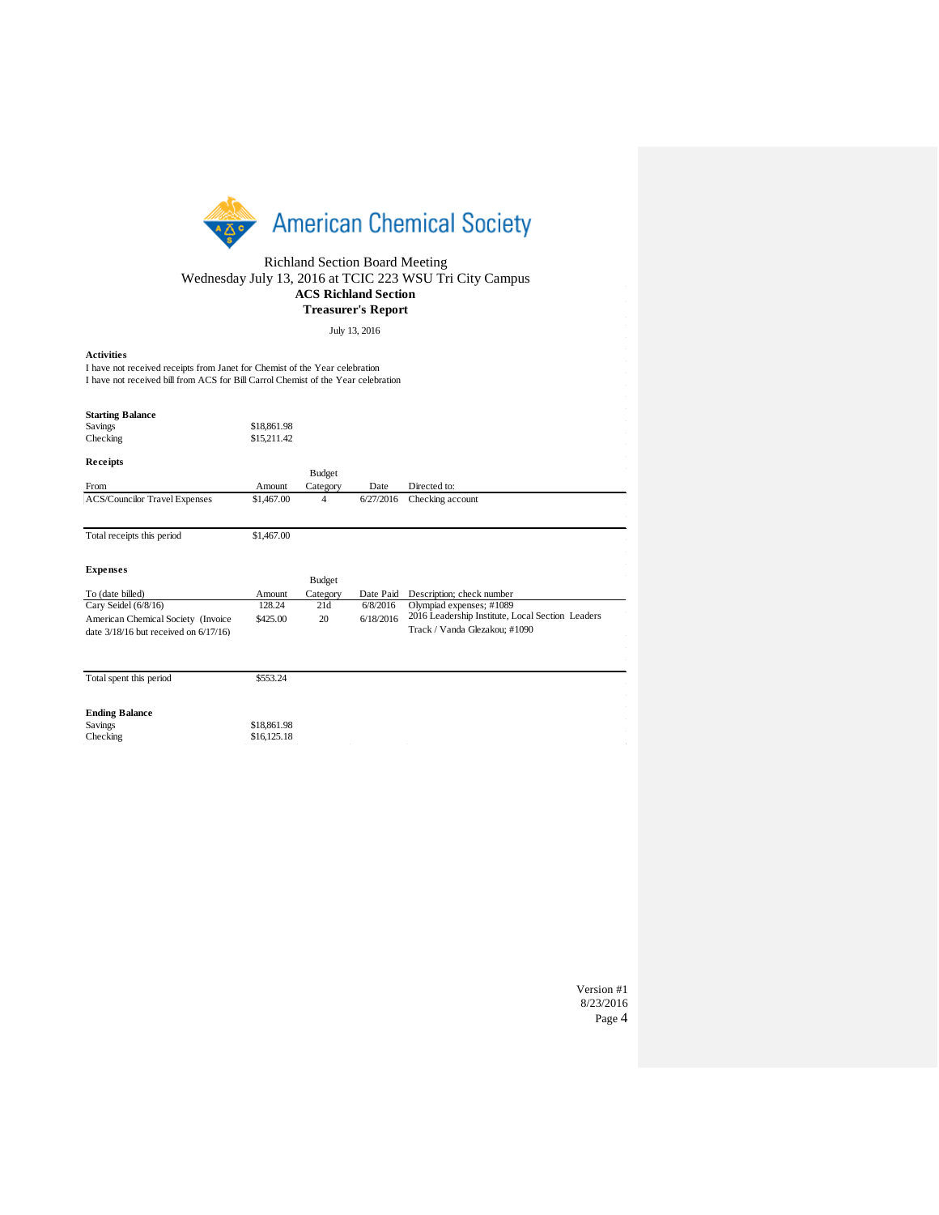Richland Section Board Meeting
Wednesday July 13, 2016 at TCIC 223 WSU Tri City Campus

**ACS Richland Section**

**Treasurer's Report**

July 13, 2016

**Activities**

I have not received receipts from Janet for Chemist of the Year celebration

I have not received bill from ACS for Bill Carrol Chemist of the Year celebration

**Starting Balance**

| | |
|---|---|
| Savings | $18,861.98 |
| Checking | $15,211.42 |

**Receipts**

| From | Amount | Budget Category | Date | Directed to: |
|---|---|---|---|---|
| ACS/Councilor Travel Expenses | $1,467.00 | 4 | 6/27/2016 | Checking account |
| Total receipts this period | $1,467.00 | | | |

**Expenses**

| To (date billed) | Amount | Budget Category | Date Paid | Description; check number |
|---|---|---|---|---|
| Cary Seidel (6/8/16) | 128.24 | 21d | 6/8/2016 | Olympiad expenses; #1089 |
| American Chemical Society (Invoice date 3/18/16 but received on 6/17/16) | $425.00 | 20 | 6/18/2016 | 2016 Leadership Institute, Local Section Leaders Track / Vanda Glezakou; #1090 |
| Total spent this period | $553.24 | | | |

**Ending Balance**

| | |
|---|---|
| Savings | $18,861.98 |
| Checking | $16,125.18 |

Version #1
8/23/2016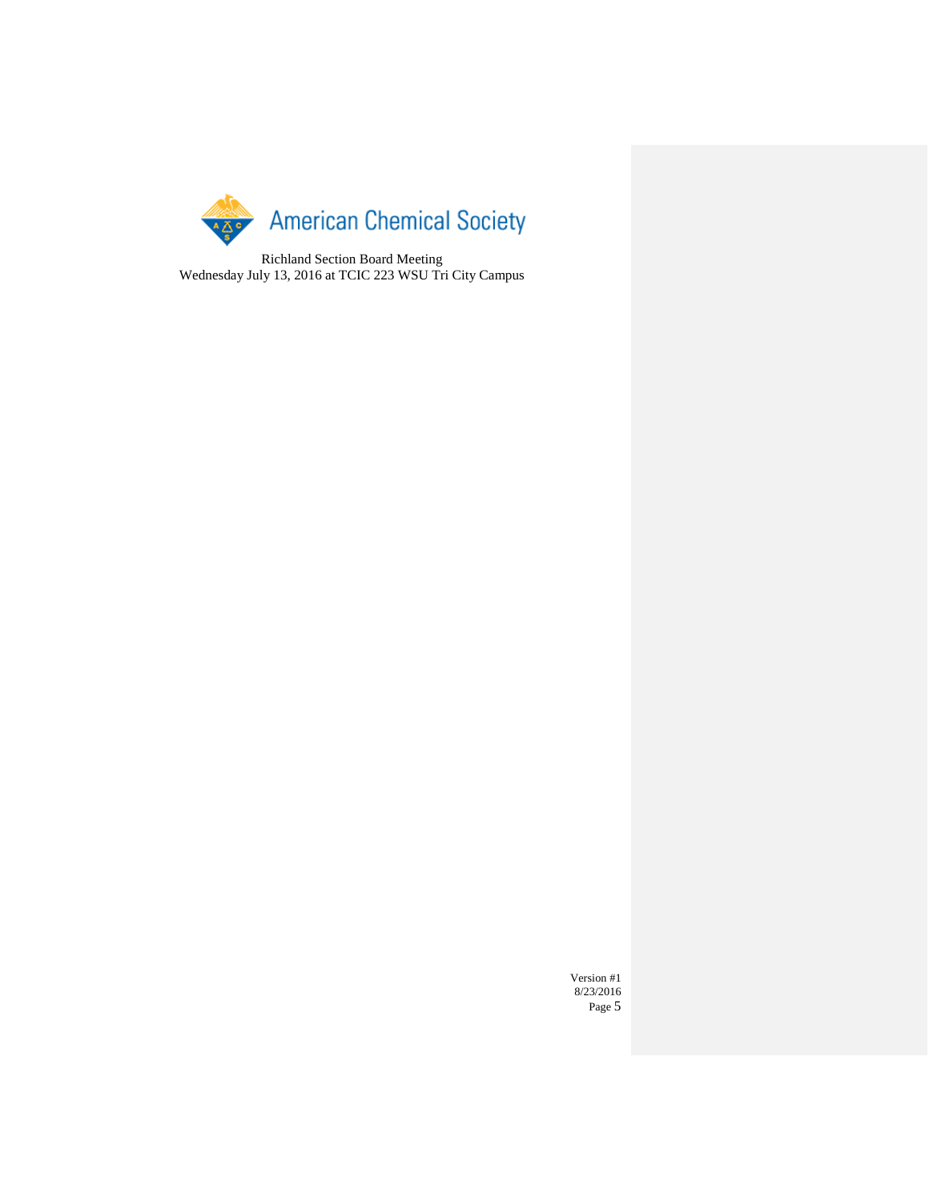American Chemical Society

Richland Section Board Meeting
Wednesday July 13, 2016 at TCIC 223 WSU Tri City Campus